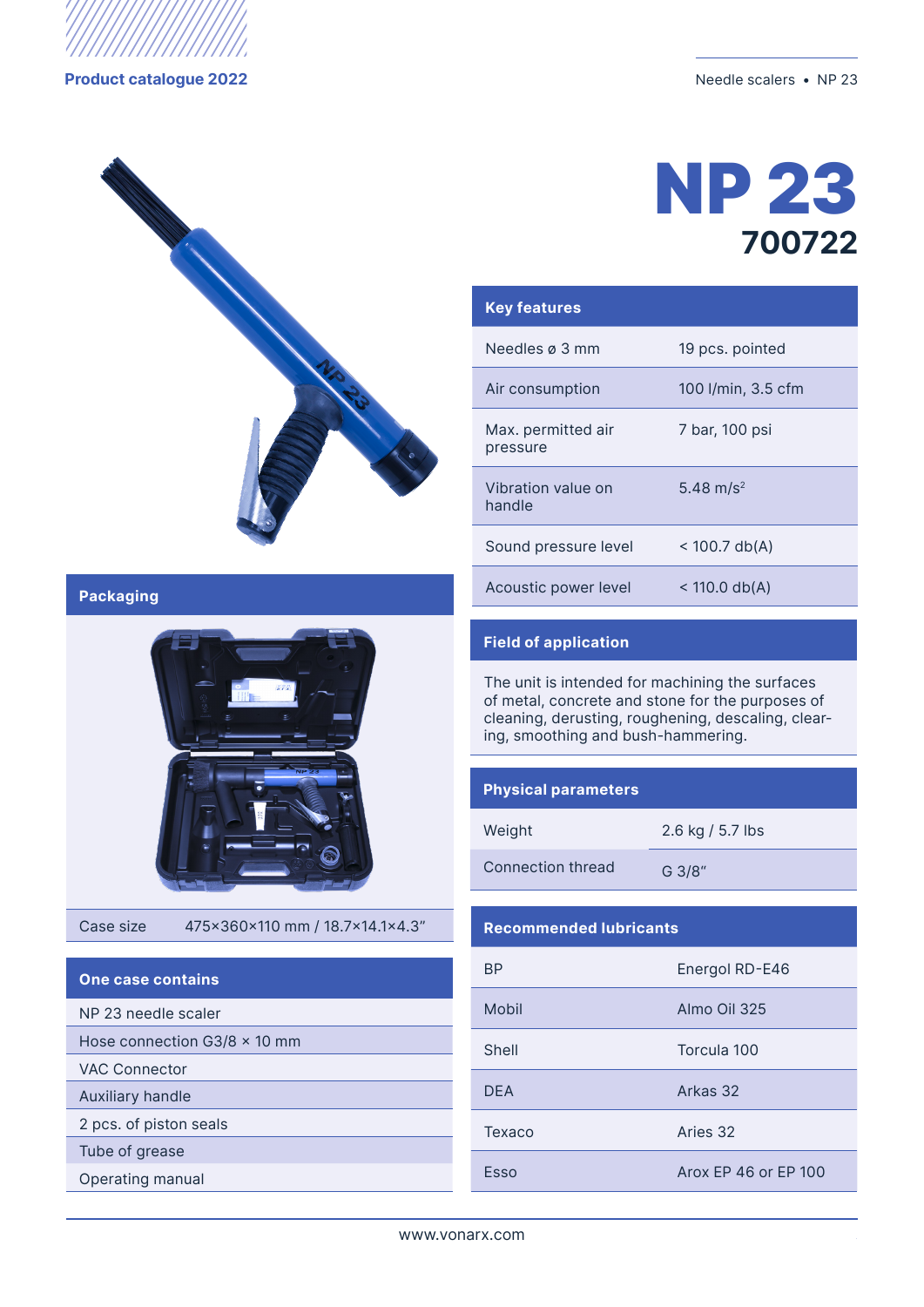# NP 23

## 700722

## Key features

| | |
|---|---|
| Needles ø 3 mm | 19 pcs. pointed |
| Air consumption | 100 l/min, 3.5 cfm |
| Max. permitted air pressure | 7 bar, 100 psi |
| Vibration value on handle | 5.48 $m/s^2$ |
| Sound pressure level | < 100.7 db(A) |
| Acoustic power level | < 110.0 db(A) |

## Packaging

| | |
|---|---|
| Case size | 475×360×110 mm / 18.7×14.1×4.3″ |

## One case contains

- NP 23 needle scaler
- Hose connection G3/8 × 10 mm
- VAC Connector
- Auxiliary handle
- 2 pcs. of piston seals
- Tube of grease
- Operating manual

## Field of application

The unit is intended for machining the surfaces of metal, concrete and stone for the purposes of cleaning, derusting, roughening, descaling, clearing, smoothing and bush-hammering.

## Physical parameters

| | |
|---|---|
| Weight | 2.6 kg / 5.7 lbs |
| Connection thread | G 3/8″ |

## Recommended lubricants

| | |
|---|---|
| BP | Energol RD-E46 |
| Mobil | Almo Oil 325 |
| Shell | Torcula 100 |
| DEA | Arkas 32 |
| Texaco | Aries 32 |
| Esso | Arox EP 46 or EP 100 |

www.vonarx.com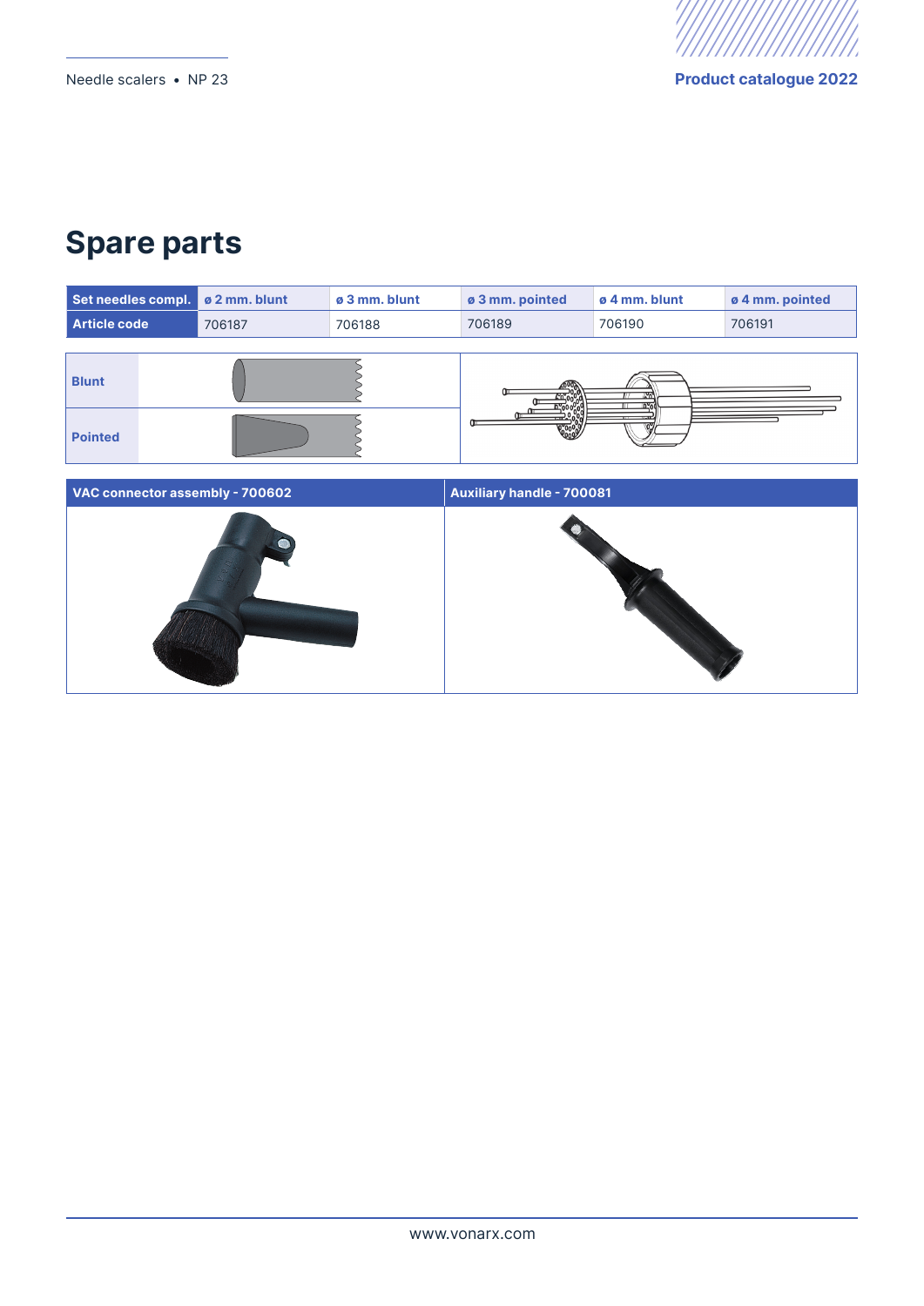# Spare parts

| Set needles compl. | ø 2 mm. blunt | ø 3 mm. blunt | ø 3 mm. pointed | ø 4 mm. blunt | ø 4 mm. pointed |
|---|---|---|---|---|---|
| Article code | 706187 | 706188 | 706189 | 706190 | 706191 |

Blunt

Pointed

| VAC connector assembly - 700602 | Auxiliary handle - 700081 |
|---|---|